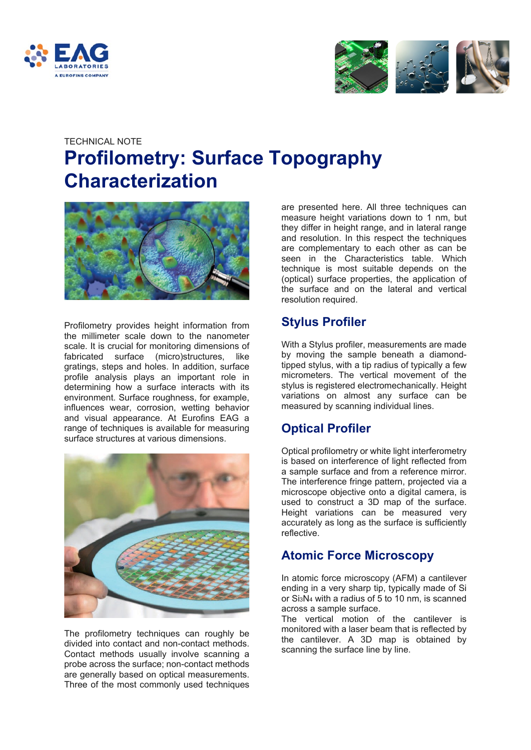TECHNICAL NOTE

# Profilometry: Surface Topography Characterization

Profilometry provides height information from the millimeter scale down to the nanometer scale. It is crucial for monitoring dimensions of fabricated surface (micro)structures, like gratings, steps and holes. In addition, surface profile analysis plays an important role in determining how a surface interacts with its environment. Surface roughness, for example, influences wear, corrosion, wetting behavior and visual appearance. At Eurofins EAG a range of techniques is available for measuring surface structures at various dimensions.

The profilometry techniques can roughly be divided into contact and non-contact methods. Contact methods usually involve scanning a probe across the surface; non-contact methods are generally based on optical measurements. Three of the most commonly used techniques are presented here. All three techniques can measure height variations down to 1 nm, but they differ in height range, and in lateral range and resolution. In this respect the techniques are complementary to each other as can be seen in the Characteristics table. Which technique is most suitable depends on the (optical) surface properties, the application of the surface and on the lateral and vertical resolution required.

## Stylus Profiler

With a Stylus profiler, measurements are made by moving the sample beneath a diamond-tipped stylus, with a tip radius of typically a few micrometers. The vertical movement of the stylus is registered electromechanically. Height variations on almost any surface can be measured by scanning individual lines.

## Optical Profiler

Optical profilometry or white light interferometry is based on interference of light reflected from a sample surface and from a reference mirror. The interference fringe pattern, projected via a microscope objective onto a digital camera, is used to construct a 3D map of the surface. Height variations can be measured very accurately as long as the surface is sufficiently reflective.

## Atomic Force Microscopy

In atomic force microscopy (AFM) a cantilever ending in a very sharp tip, typically made of Si or $Si_3N_4$ with a radius of 5 to 10 nm, is scanned across a sample surface.

The vertical motion of the cantilever is monitored with a laser beam that is reflected by the cantilever. A 3D map is obtained by scanning the surface line by line.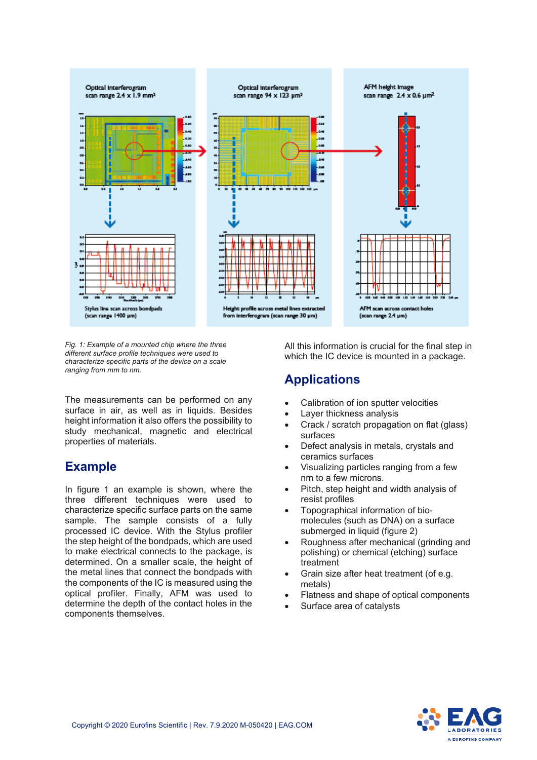*Fig. 1: Example of a mounted chip where the three different surface profile techniques were used to characterize specific parts of the device on a scale ranging from mm to nm.*

The measurements can be performed on any surface in air, as well as in liquids. Besides height information it also offers the possibility to study mechanical, magnetic and electrical properties of materials.

## Example

In figure 1 an example is shown, where the three different techniques were used to characterize specific surface parts on the same sample. The sample consists of a fully processed IC device. With the Stylus profiler the step height of the bondpads, which are used to make electrical connects to the package, is determined. On a smaller scale, the height of the metal lines that connect the bondpads with the components of the IC is measured using the optical profiler. Finally, AFM was used to determine the depth of the contact holes in the components themselves.

All this information is crucial for the final step in which the IC device is mounted in a package.

## Applications

- Calibration of ion sputter velocities
- Layer thickness analysis
- Crack / scratch propagation on flat (glass) surfaces
- Defect analysis in metals, crystals and ceramics surfaces
- Visualizing particles ranging from a few nm to a few microns.
- Pitch, step height and width analysis of resist profiles
- Topographical information of bio-molecules (such as DNA) on a surface submerged in liquid (figure 2)
- Roughness after mechanical (grinding and polishing) or chemical (etching) surface treatment
- Grain size after heat treatment (of e.g. metals)
- Flatness and shape of optical components
- Surface area of catalysts

Copyright © 2020 Eurofins Scientific | Rev. 7.9.2020 M-050420 | EAG.COM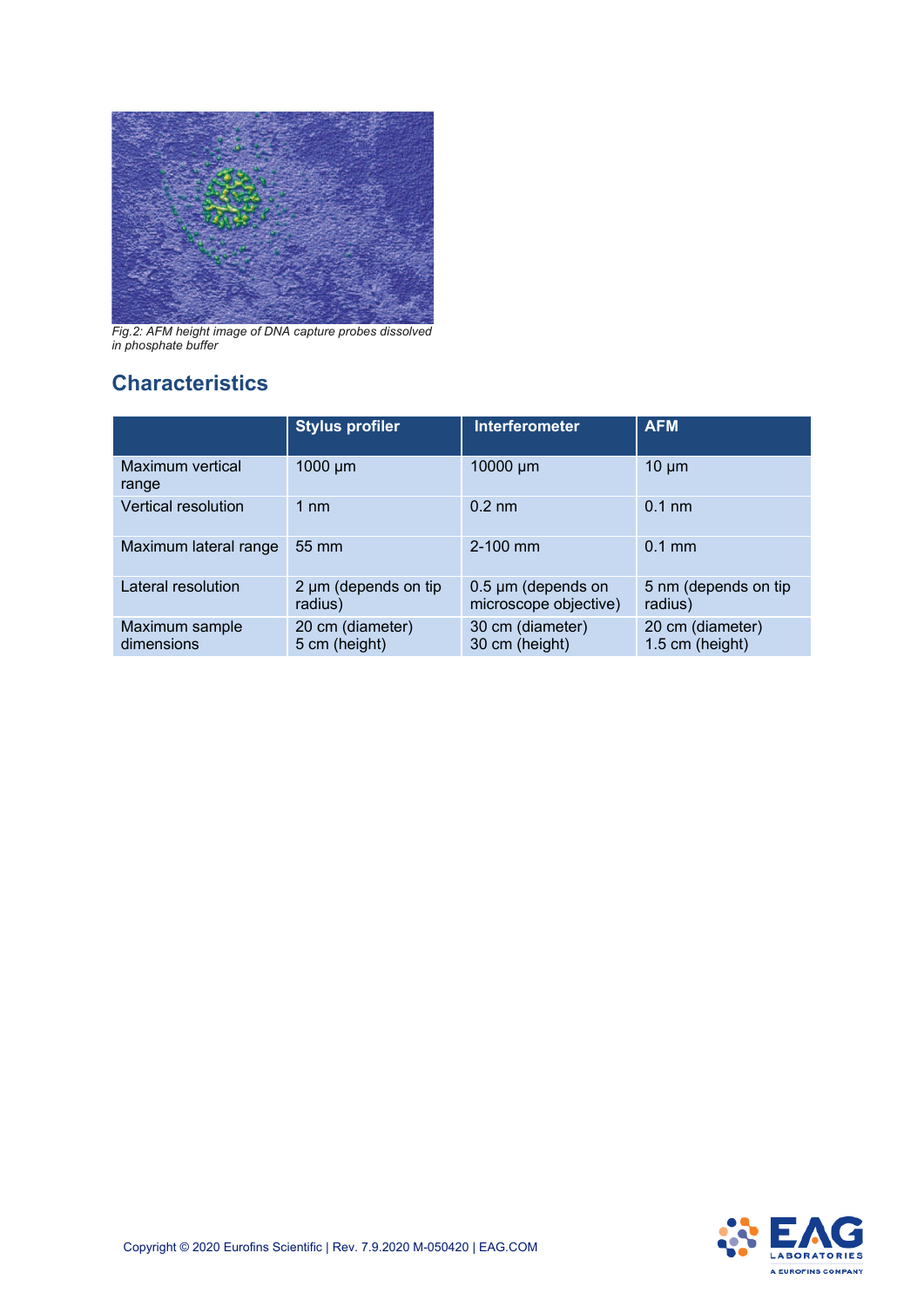*Fig.2: AFM height image of DNA capture probes dissolved in phosphate buffer*

## Characteristics

| | Stylus profiler | Interferometer | AFM |
|---|---|---|---|
| Maximum vertical range | 1000 µm | 10000 µm | 10 µm |
| Vertical resolution | 1 nm | 0.2 nm | 0.1 nm |
| Maximum lateral range | 55 mm | 2-100 mm | 0.1 mm |
| Lateral resolution | 2 µm (depends on tip radius) | 0.5 µm (depends on microscope objective) | 5 nm (depends on tip radius) |
| Maximum sample dimensions | 20 cm (diameter) 5 cm (height) | 30 cm (diameter) 30 cm (height) | 20 cm (diameter) 1.5 cm (height) |

Copyright © 2020 Eurofins Scientific | Rev. 7.9.2020 M-050420 | EAG.COM